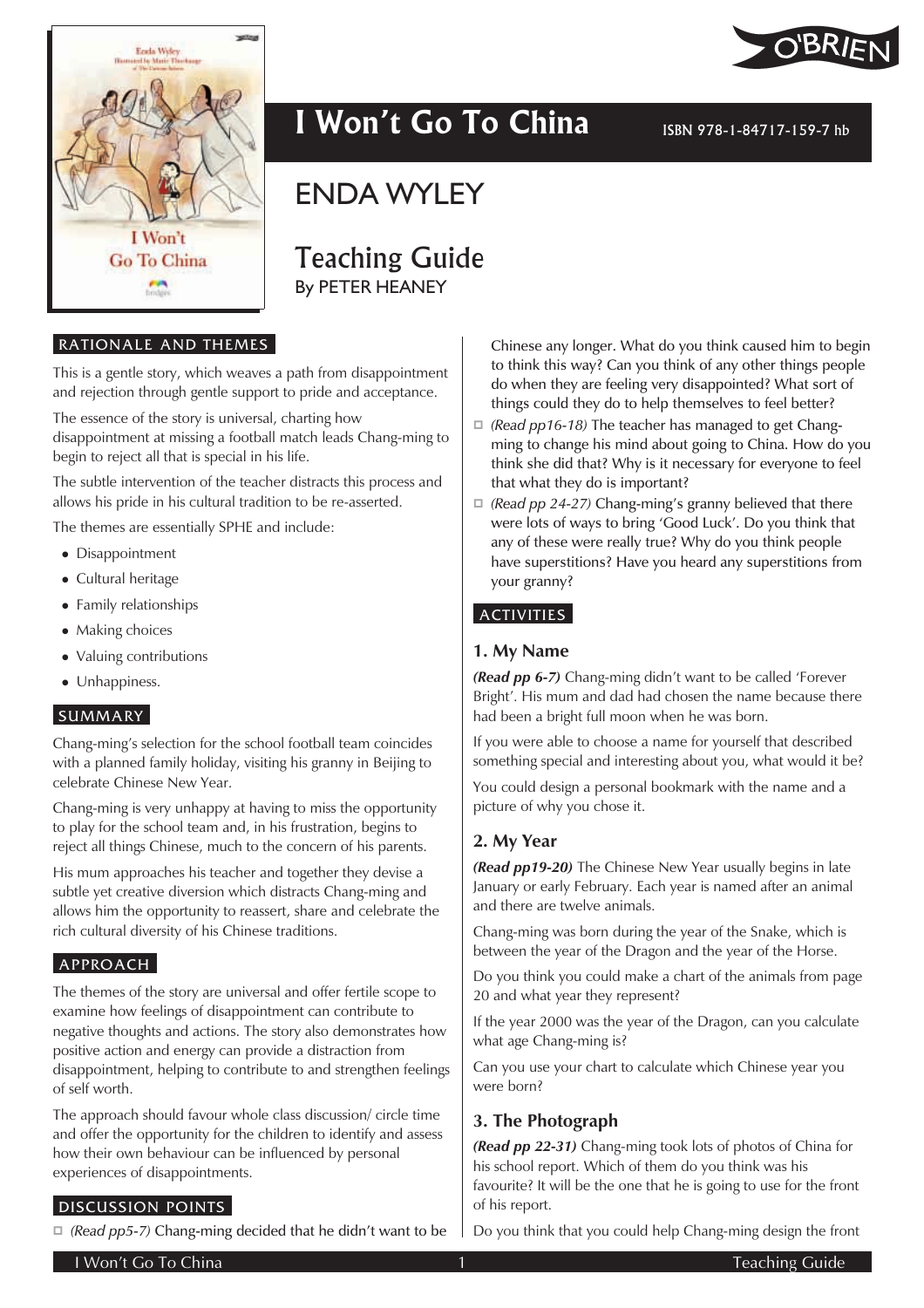# I Won't Go To China

ISBN 978-1-84717-159-7 hb

## ENDA WYLEY

## Teaching Guide

By PETER HEANEY

### RATIONALE AND THEMES

This is a gentle story, which weaves a path from disappointment and rejection through gentle support to pride and acceptance.

The essence of the story is universal, charting how disappointment at missing a football match leads Chang-ming to begin to reject all that is special in his life.

The subtle intervention of the teacher distracts this process and allows his pride in his cultural tradition to be re-asserted.

The themes are essentially SPHE and include:

- Disappointment
- Cultural heritage
- Family relationships
- Making choices
- Valuing contributions
- Unhappiness.

### SUMMARY

Chang-ming's selection for the school football team coincides with a planned family holiday, visiting his granny in Beijing to celebrate Chinese New Year.

Chang-ming is very unhappy at having to miss the opportunity to play for the school team and, in his frustration, begins to reject all things Chinese, much to the concern of his parents.

His mum approaches his teacher and together they devise a subtle yet creative diversion which distracts Chang-ming and allows him the opportunity to reassert, share and celebrate the rich cultural diversity of his Chinese traditions.

### APPROACH

The themes of the story are universal and offer fertile scope to examine how feelings of disappointment can contribute to negative thoughts and actions. The story also demonstrates how positive action and energy can provide a distraction from disappointment, helping to contribute to and strengthen feelings of self worth.

The approach should favour whole class discussion/ circle time and offer the opportunity for the children to identify and assess how their own behaviour can be influenced by personal experiences of disappointments.

### DISCUSSION POINTS

- *(Read pp5-7)* Chang-ming decided that he didn't want to be Chinese any longer. What do you think caused him to begin to think this way? Can you think of any other things people do when they are feeling very disappointed? What sort of things could they do to help themselves to feel better?
- *(Read pp16-18)* The teacher has managed to get Chang-ming to change his mind about going to China. How do you think she did that? Why is it necessary for everyone to feel that what they do is important?
- *(Read pp 24-27)* Chang-ming's granny believed that there were lots of ways to bring 'Good Luck'. Do you think that any of these were really true? Why do you think people have superstitions? Have you heard any superstitions from your granny?

### ACTIVITIES

#### 1. My Name

***(Read pp 6-7)*** Chang-ming didn't want to be called 'Forever Bright'. His mum and dad had chosen the name because there had been a bright full moon when he was born.

If you were able to choose a name for yourself that described something special and interesting about you, what would it be?

You could design a personal bookmark with the name and a picture of why you chose it.

#### 2. My Year

***(Read pp19-20)*** The Chinese New Year usually begins in late January or early February. Each year is named after an animal and there are twelve animals.

Chang-ming was born during the year of the Snake, which is between the year of the Dragon and the year of the Horse.

Do you think you could make a chart of the animals from page 20 and what year they represent?

If the year 2000 was the year of the Dragon, can you calculate what age Chang-ming is?

Can you use your chart to calculate which Chinese year you were born?

#### 3. The Photograph

***(Read pp 22-31)*** Chang-ming took lots of photos of China for his school report. Which of them do you think was his favourite? It will be the one that he is going to use for the front of his report.

Do you think that you could help Chang-ming design the front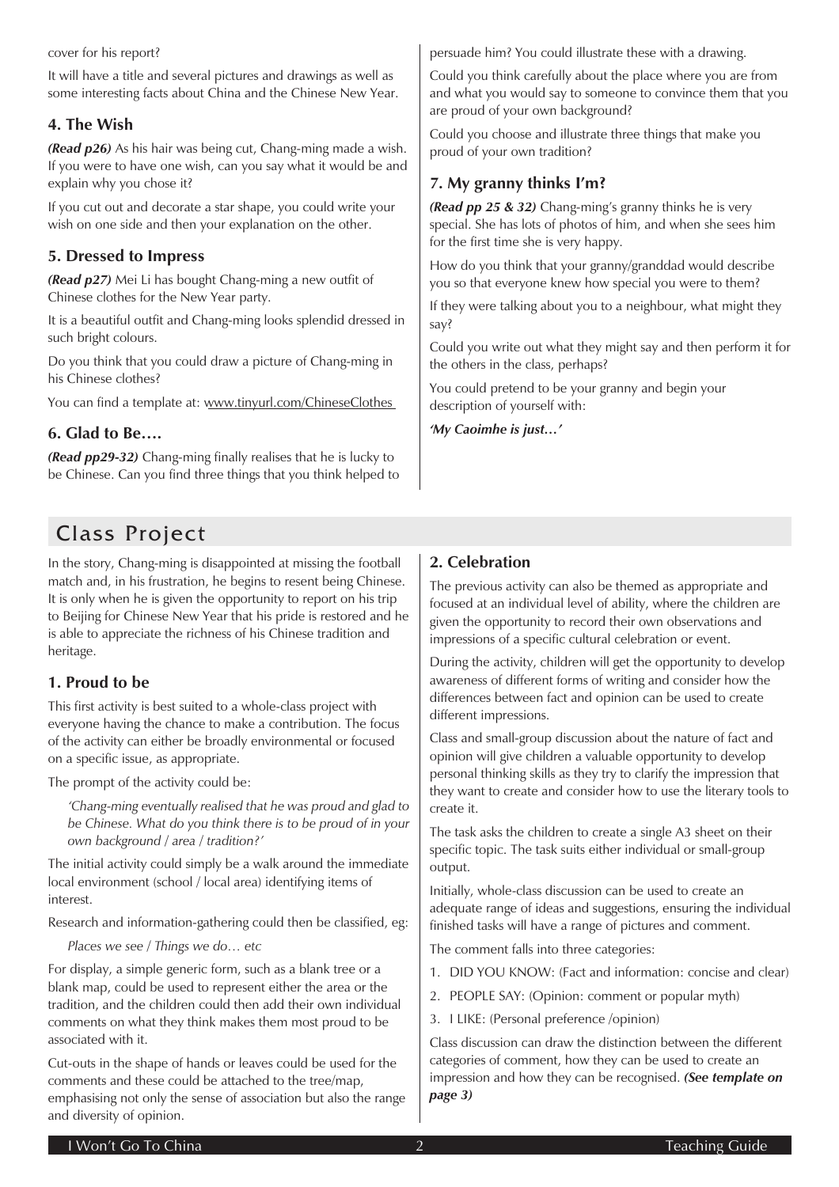cover for his report?

It will have a title and several pictures and drawings as well as some interesting facts about China and the Chinese New Year.

### 4. The Wish

***(Read p26)*** As his hair was being cut, Chang-ming made a wish. If you were to have one wish, can you say what it would be and explain why you chose it?

If you cut out and decorate a star shape, you could write your wish on one side and then your explanation on the other.

### 5. Dressed to Impress

***(Read p27)*** Mei Li has bought Chang-ming a new outfit of Chinese clothes for the New Year party.

It is a beautiful outfit and Chang-ming looks splendid dressed in such bright colours.

Do you think that you could draw a picture of Chang-ming in his Chinese clothes?

You can find a template at: www.tinyurl.com/ChineseClothes

### 6. Glad to Be….

***(Read pp29-32)*** Chang-ming finally realises that he is lucky to be Chinese. Can you find three things that you think helped to persuade him? You could illustrate these with a drawing.

Could you think carefully about the place where you are from and what you would say to someone to convince them that you are proud of your own background?

Could you choose and illustrate three things that make you proud of your own tradition?

### 7. My granny thinks I'm?

***(Read pp 25 & 32)*** Chang-ming's granny thinks he is very special. She has lots of photos of him, and when she sees him for the first time she is very happy.

How do you think that your granny/granddad would describe you so that everyone knew how special you were to them?

If they were talking about you to a neighbour, what might they say?

Could you write out what they might say and then perform it for the others in the class, perhaps?

You could pretend to be your granny and begin your description of yourself with:

***'My Caoimhe is just…'***

## Class Project

In the story, Chang-ming is disappointed at missing the football match and, in his frustration, he begins to resent being Chinese. It is only when he is given the opportunity to report on his trip to Beijing for Chinese New Year that his pride is restored and he is able to appreciate the richness of his Chinese tradition and heritage.

### 1. Proud to be

This first activity is best suited to a whole-class project with everyone having the chance to make a contribution. The focus of the activity can either be broadly environmental or focused on a specific issue, as appropriate.

The prompt of the activity could be:

> *'Chang-ming eventually realised that he was proud and glad to be Chinese. What do you think there is to be proud of in your own background / area / tradition?'*

The initial activity could simply be a walk around the immediate local environment (school / local area) identifying items of interest.

Research and information-gathering could then be classified, eg:

> *Places we see / Things we do… etc*

For display, a simple generic form, such as a blank tree or a blank map, could be used to represent either the area or the tradition, and the children could then add their own individual comments on what they think makes them most proud to be associated with it.

Cut-outs in the shape of hands or leaves could be used for the comments and these could be attached to the tree/map, emphasising not only the sense of association but also the range and diversity of opinion.

### 2. Celebration

The previous activity can also be themed as appropriate and focused at an individual level of ability, where the children are given the opportunity to record their own observations and impressions of a specific cultural celebration or event.

During the activity, children will get the opportunity to develop awareness of different forms of writing and consider how the differences between fact and opinion can be used to create different impressions.

Class and small-group discussion about the nature of fact and opinion will give children a valuable opportunity to develop personal thinking skills as they try to clarify the impression that they want to create and consider how to use the literary tools to create it.

The task asks the children to create a single A3 sheet on their specific topic. The task suits either individual or small-group output.

Initially, whole-class discussion can be used to create an adequate range of ideas and suggestions, ensuring the individual finished tasks will have a range of pictures and comment.

The comment falls into three categories:

1. DID YOU KNOW: (Fact and information: concise and clear)
2. PEOPLE SAY: (Opinion: comment or popular myth)
3. I LIKE: (Personal preference /opinion)

Class discussion can draw the distinction between the different categories of comment, how they can be used to create an impression and how they can be recognised. ***(See template on page 3)***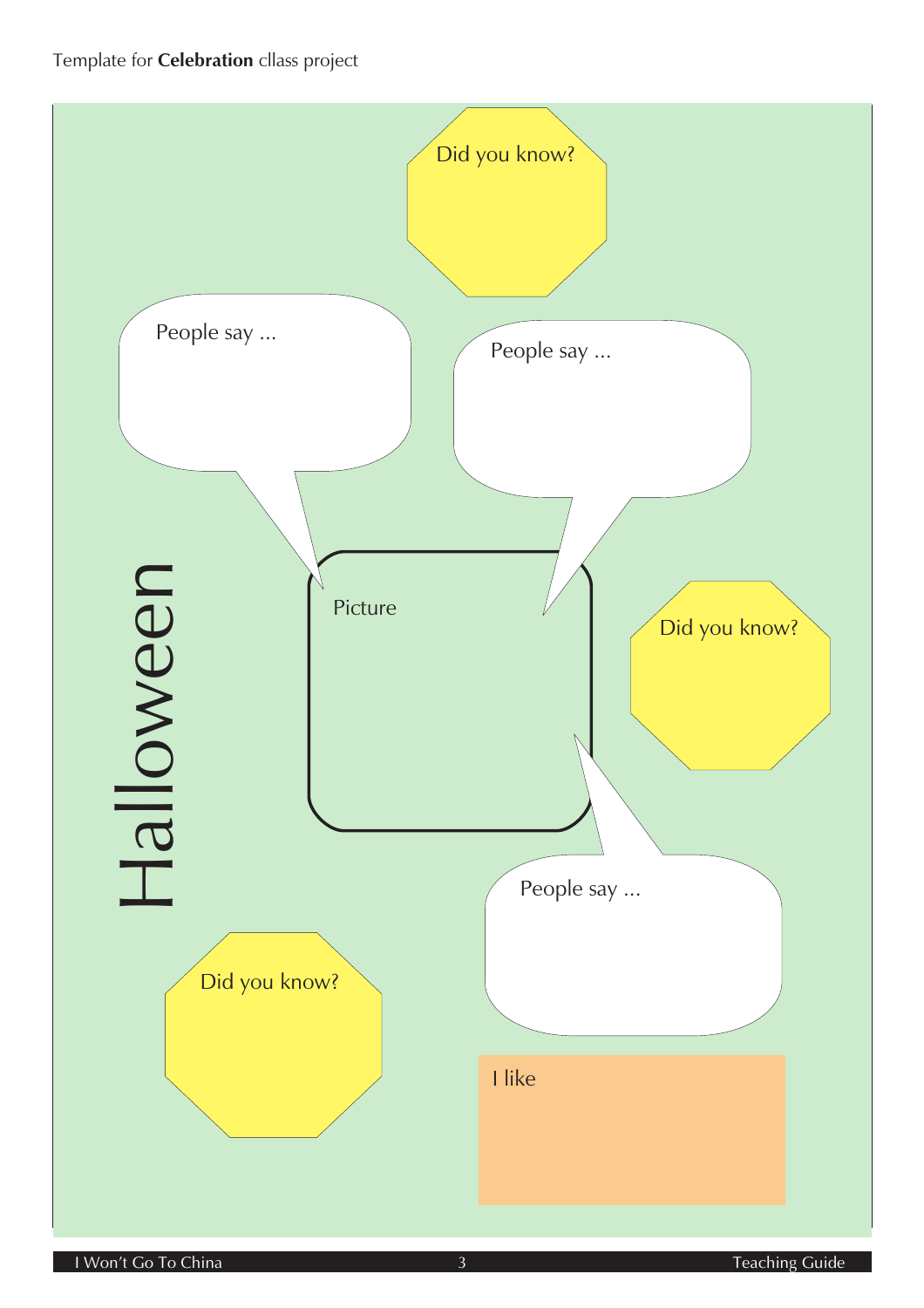Template for **Celebration** cllass project

# Halloween

Did you know?

People say ...

People say ...

Picture

Did you know?

People say ...

Did you know?

I like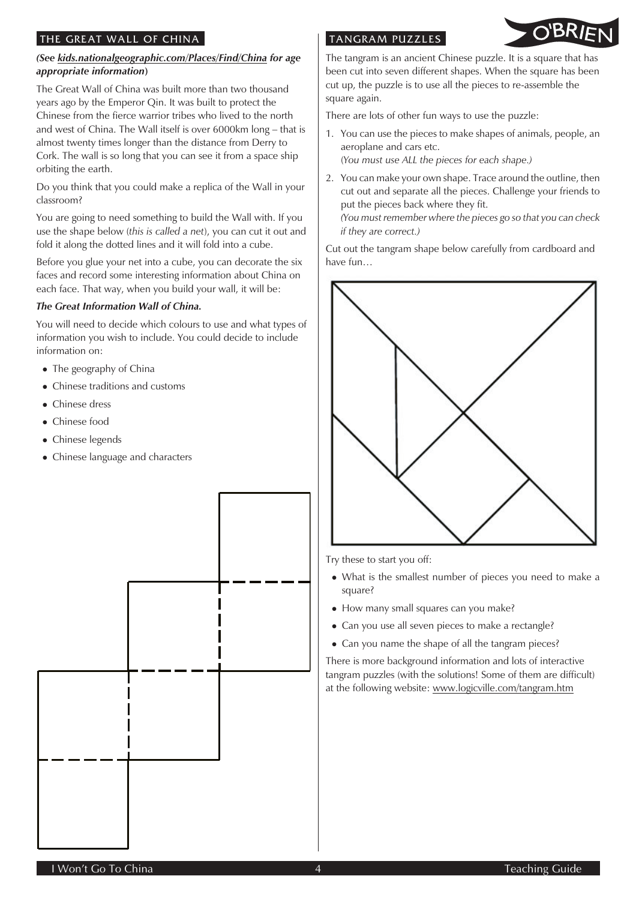## THE GREAT WALL OF CHINA

***(See kids.nationalgeographic.com/Places/Find/China for age appropriate information)***

The Great Wall of China was built more than two thousand years ago by the Emperor Qin. It was built to protect the Chinese from the fierce warrior tribes who lived to the north and west of China. The Wall itself is over 6000km long – that is almost twenty times longer than the distance from Derry to Cork. The wall is so long that you can see it from a space ship orbiting the earth.

Do you think that you could make a replica of the Wall in your classroom?

You are going to need something to build the Wall with. If you use the shape below (*this is called a net*), you can cut it out and fold it along the dotted lines and it will fold into a cube.

Before you glue your net into a cube, you can decorate the six faces and record some interesting information about China on each face. That way, when you build your wall, it will be:

***The Great Information Wall of China.***

You will need to decide which colours to use and what types of information you wish to include. You could decide to include information on:

- The geography of China
- Chinese traditions and customs
- Chinese dress
- Chinese food
- Chinese legends
- Chinese language and characters

## TANGRAM PUZZLES

The tangram is an ancient Chinese puzzle. It is a square that has been cut into seven different shapes. When the square has been cut up, the puzzle is to use all the pieces to re-assemble the square again.

There are lots of other fun ways to use the puzzle:

1. You can use the pieces to make shapes of animals, people, an aeroplane and cars etc.
   (*You must use ALL the pieces for each shape.)*
2. You can make your own shape. Trace around the outline, then cut out and separate all the pieces. Challenge your friends to put the pieces back where they fit.
   *(You must remember where the pieces go so that you can check if they are correct.)*

Cut out the tangram shape below carefully from cardboard and have fun…

Try these to start you off:

- What is the smallest number of pieces you need to make a square?
- How many small squares can you make?
- Can you use all seven pieces to make a rectangle?
- Can you name the shape of all the tangram pieces?

There is more background information and lots of interactive tangram puzzles (with the solutions! Some of them are difficult) at the following website: www.logicville.com/tangram.htm